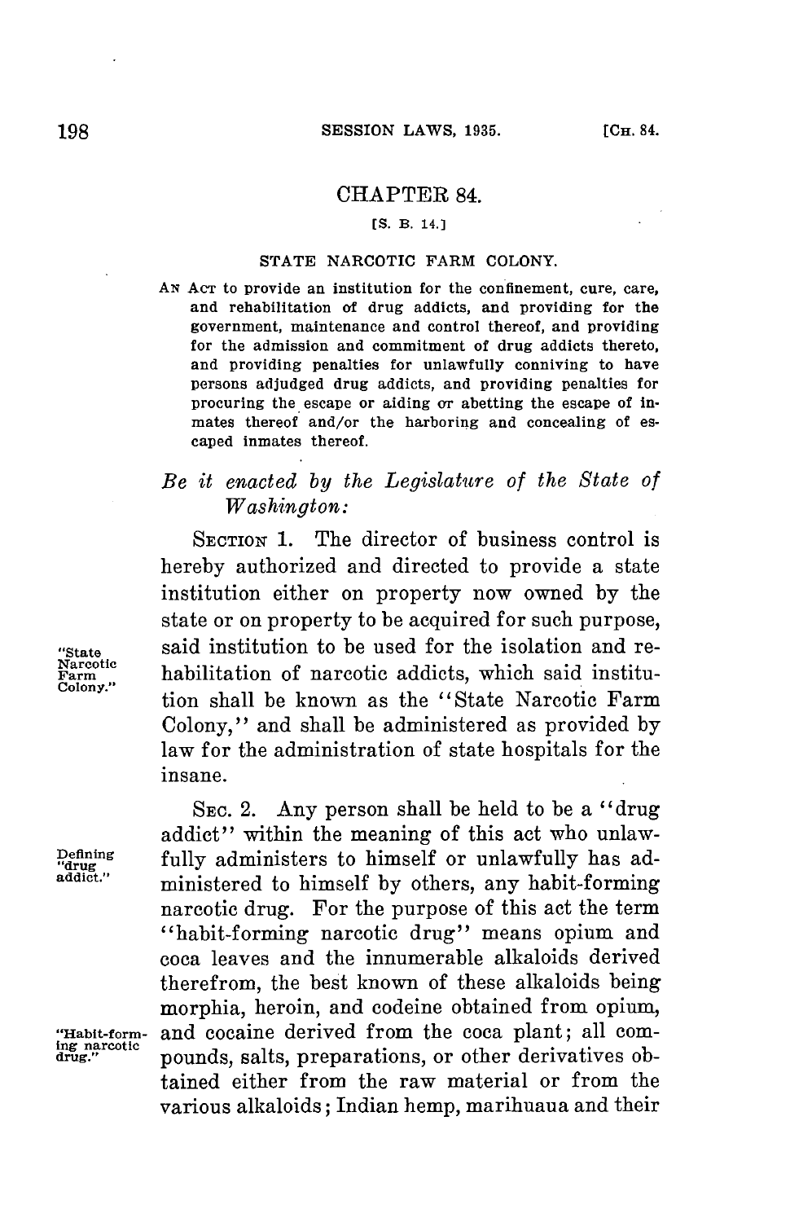# CHAPTER 84.

[S. B. 14.]

## STATE NARCOTIC FARM COLONY.

AN ACT to provide an institution for the confinement, cure, care, and rehabilitation of drug addicts, and providing for the government, maintenance and control thereof, and providing for the admission and commitment of drug addicts thereto, and providing penalties for unlawfully conniving to have persons adjudged drug addicts, and providing penalties for procuring the escape or aiding or abetting the escape of inmates thereof and/or the harboring and concealing of escaped inmates thereof.

*Be it enacted by the Legislature of the State of Washington:*

SECTION 1. The director of business control is hereby authorized and directed to provide a state institution either on property now owned by the state or on property to be acquired for such purpose, said institution to be used for the isolation and rehabilitation of narcotic addicts, which said institution shall be known as the "State Narcotic Farm Colony," and shall be administered as provided by law for the administration of state hospitals for the insane.

"State Narcotic Farm Colony."

SEC. 2. Any person shall be held to be a "drug addict" within the meaning of this act who unlawfully administers to himself or unlawfully has administered to himself by others, any habit-forming narcotic drug. For the purpose of this act the term "habit-forming narcotic drug" means opium and coca leaves and the innumerable alkaloids derived therefrom, the best known of these alkaloids being morphia, heroin, and codeine obtained from opium, and cocaine derived from the coca plant; all compounds, salts, preparations, or other derivatives obtained either from the raw material or from the various alkaloids; Indian hemp, marihuaua and their

Defining "drug addict."

"Habit-forming narcotic drug."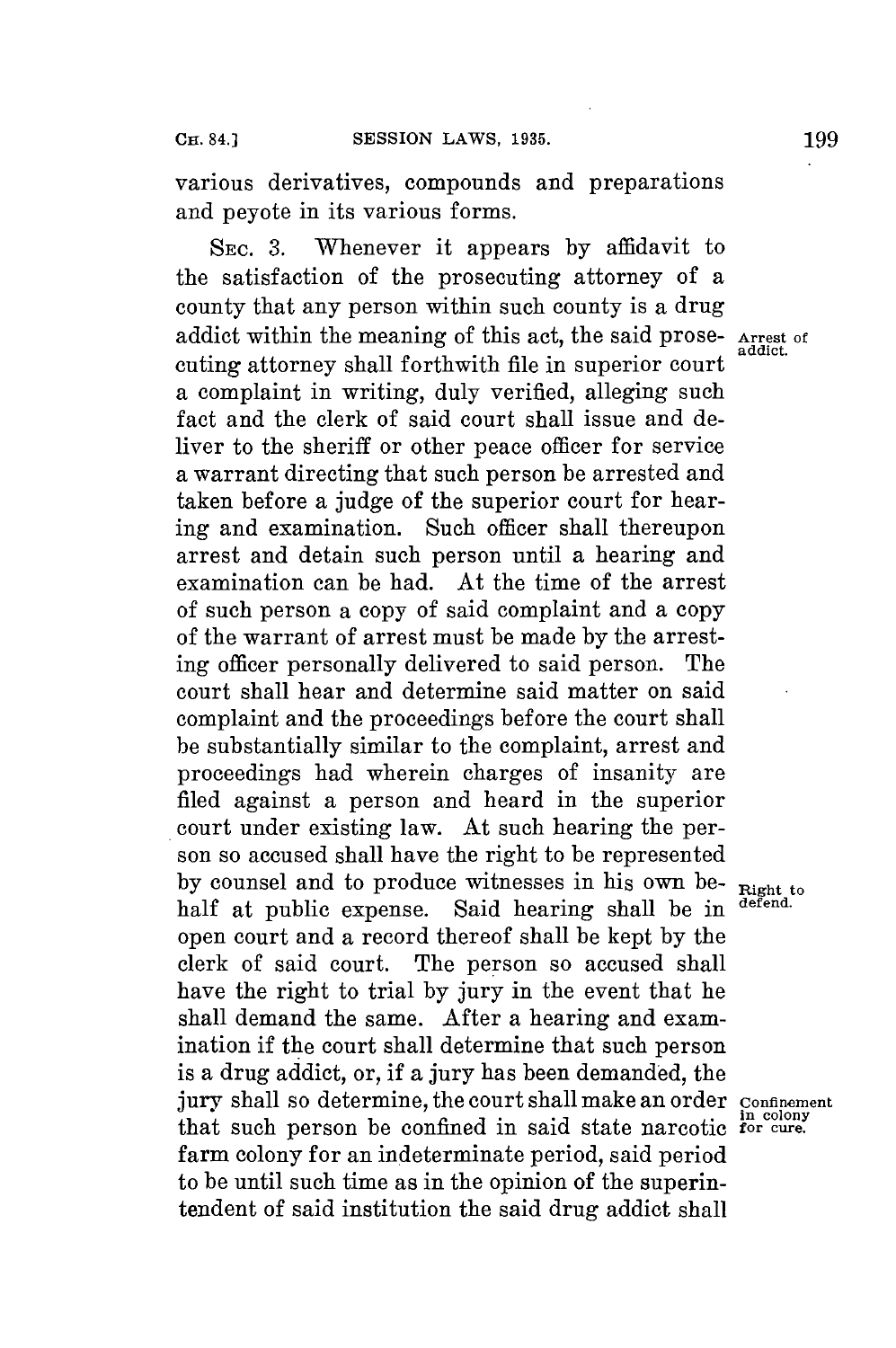various derivatives, compounds and preparations and peyote in its various forms.

SEC. 3. Whenever it appears by affidavit to the satisfaction of the prosecuting attorney of a county that any person within such county is a drug addict within the meaning of this act, the said prosecuting attorney shall forthwith file in superior court a complaint in writing, duly verified, alleging such fact and the clerk of said court shall issue and deliver to the sheriff or other peace officer for service a warrant directing that such person be arrested and taken before a judge of the superior court for hearing and examination. Such officer shall thereupon arrest and detain such person until a hearing and examination can be had. At the time of the arrest of such person a copy of said complaint and a copy of the warrant of arrest must be made by the arresting officer personally delivered to said person. The court shall hear and determine said matter on said complaint and the proceedings before the court shall be substantially similar to the complaint, arrest and proceedings had wherein charges of insanity are filed against a person and heard in the superior court under existing law. At such hearing the person so accused shall have the right to be represented by counsel and to produce witnesses in his own behalf at public expense. Said hearing shall be in open court and a record thereof shall be kept by the clerk of said court. The person so accused shall have the right to trial by jury in the event that he shall demand the same. After a hearing and examination if the court shall determine that such person is a drug addict, or, if a jury has been demanded, the jury shall so determine, the court shall make an order that such person be confined in said state narcotic farm colony for an indeterminate period, said period to be until such time as in the opinion of the superintendent of said institution the said drug addict shall

*Arrest of addict.*

*Right to defend.*

*Confinement in colony for cure.*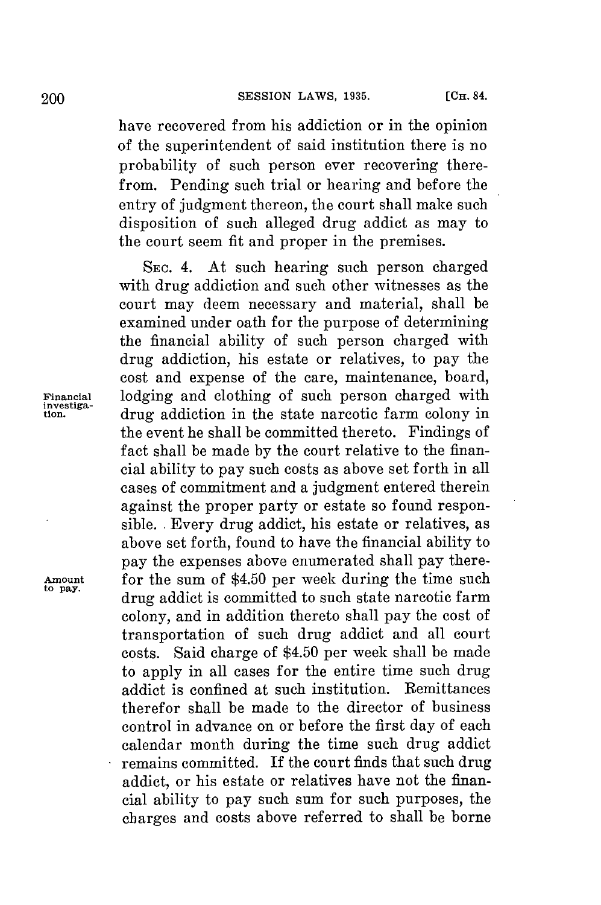have recovered from his addiction or in the opinion of the superintendent of said institution there is no probability of such person ever recovering therefrom. Pending such trial or hearing and before the entry of judgment thereon, the court shall make such disposition of such alleged drug addict as may to the court seem fit and proper in the premises.

Financial investigation.

SEC. 4. At such hearing such person charged with drug addiction and such other witnesses as the court may deem necessary and material, shall be examined under oath for the purpose of determining the financial ability of such person charged with drug addiction, his estate or relatives, to pay the cost and expense of the care, maintenance, board, lodging and clothing of such person charged with drug addiction in the state narcotic farm colony in the event he shall be committed thereto. Findings of fact shall be made by the court relative to the financial ability to pay such costs as above set forth in all cases of commitment and a judgment entered therein against the proper party or estate so found responsible. Every drug addict, his estate or relatives, as above set forth, found to have the financial ability to pay the expenses above enumerated shall pay therefor the sum of $4.50 per week during the time such drug addict is committed to such state narcotic farm colony, and in addition thereto shall pay the cost of transportation of such drug addict and all court costs. Said charge of $4.50 per week shall be made to apply in all cases for the entire time such drug addict is confined at such institution. Remittances therefor shall be made to the director of business control in advance on or before the first day of each calendar month during the time such drug addict remains committed. If the court finds that such drug addict, or his estate or relatives have not the financial ability to pay such sum for such purposes, the charges and costs above referred to shall be borne

Amount to pay.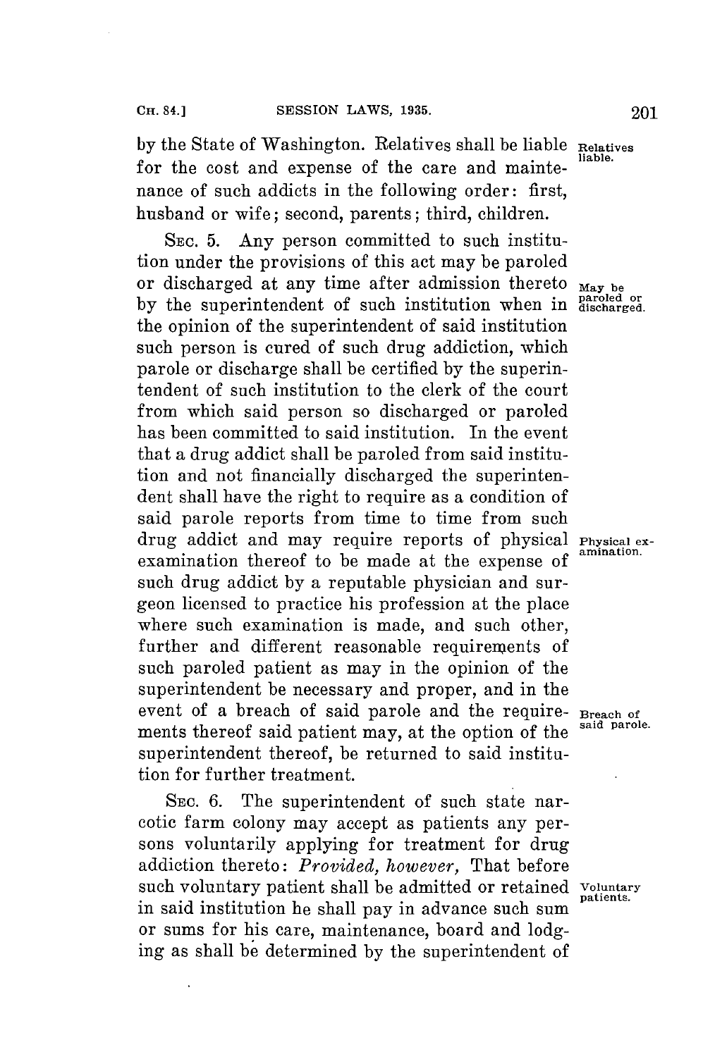by the State of Washington. Relatives shall be liable for the cost and expense of the care and maintenance of such addicts in the following order: first, husband or wife; second, parents; third, children.

Relatives liable.

SEC. 5. Any person committed to such institution under the provisions of this act may be paroled or discharged at any time after admission thereto by the superintendent of such institution when in the opinion of the superintendent of said institution such person is cured of such drug addiction, which parole or discharge shall be certified by the superintendent of such institution to the clerk of the court from which said person so discharged or paroled has been committed to said institution. In the event that a drug addict shall be paroled from said institution and not financially discharged the superintendent shall have the right to require as a condition of said parole reports from time to time from such drug addict and may require reports of physical examination thereof to be made at the expense of such drug addict by a reputable physician and surgeon licensed to practice his profession at the place where such examination is made, and such other, further and different reasonable requirements of such paroled patient as may in the opinion of the superintendent be necessary and proper, and in the event of a breach of said parole and the requirements thereof said patient may, at the option of the superintendent thereof, be returned to said institution for further treatment.

May be paroled or discharged.

Physical examination.

Breach of said parole.

SEC. 6. The superintendent of such state narcotic farm colony may accept as patients any persons voluntarily applying for treatment for drug addiction thereto: *Provided, however,* That before such voluntary patient shall be admitted or retained in said institution he shall pay in advance such sum or sums for his care, maintenance, board and lodging as shall be determined by the superintendent of

Voluntary patients.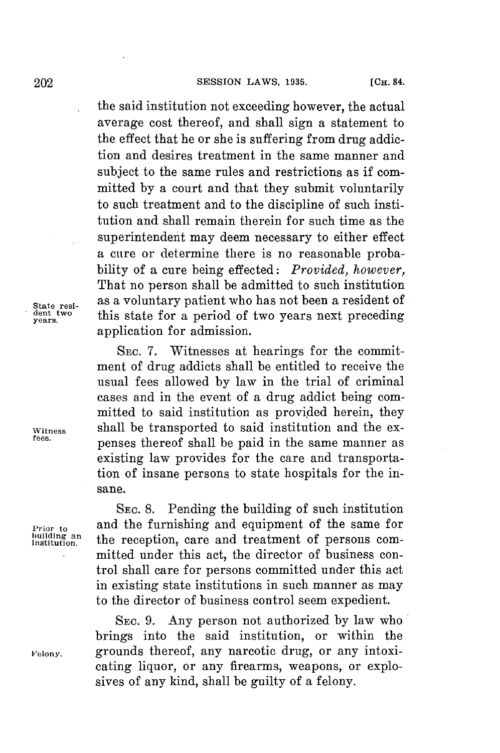the said institution not exceeding however, the actual average cost thereof, and shall sign a statement to the effect that he or she is suffering from drug addiction and desires treatment in the same manner and subject to the same rules and restrictions as if committed by a court and that they submit voluntarily to such treatment and to the discipline of such institution and shall remain therein for such time as the superintendent may deem necessary to either effect a cure or determine there is no reasonable probability of a cure being effected: *Provided, however,* That no person shall be admitted to such institution as a voluntary patient who has not been a resident of this state for a period of two years next preceding application for admission.

State resident two years.

SEC. 7. Witnesses at hearings for the commitment of drug addicts shall be entitled to receive the usual fees allowed by law in the trial of criminal cases and in the event of a drug addict being committed to said institution as provided herein, they shall be transported to said institution and the expenses thereof shall be paid in the same manner as existing law provides for the care and transportation of insane persons to state hospitals for the insane.

Witness fees.

SEC. 8. Pending the building of such institution and the furnishing and equipment of the same for the reception, care and treatment of persons committed under this act, the director of business control shall care for persons committed under this act in existing state institutions in such manner as may to the director of business control seem expedient.

Prior to building an institution.

SEC. 9. Any person not authorized by law who brings into the said institution, or within the grounds thereof, any narcotic drug, or any intoxicating liquor, or any firearms, weapons, or explosives of any kind, shall be guilty of a felony.

Felony.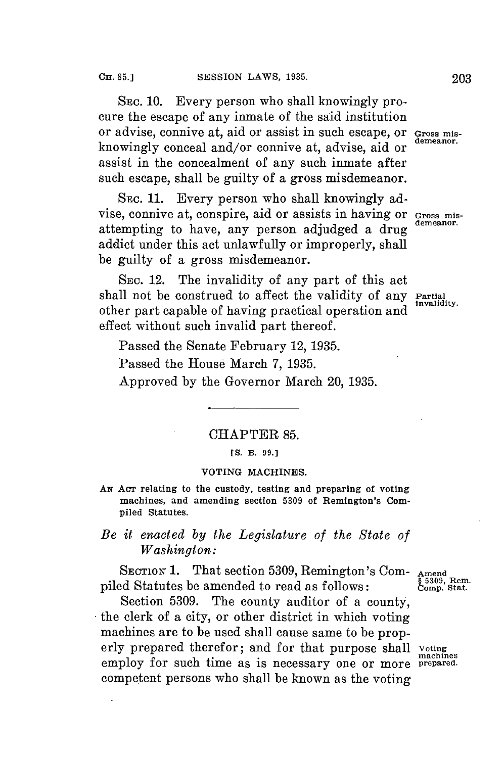SEC. 10. Every person who shall knowingly procure the escape of any inmate of the said institution or advise, connive at, aid or assist in such escape, or knowingly conceal and/or connive at, advise, aid or assist in the concealment of any such inmate after such escape, shall be guilty of a gross misdemeanor.

Gross misdemeanor.

SEC. 11. Every person who shall knowingly advise, connive at, conspire, aid or assists in having or attempting to have, any person adjudged a drug addict under this act unlawfully or improperly, shall be guilty of a gross misdemeanor.

Gross misdemeanor.

SEC. 12. The invalidity of any part of this act shall not be construed to affect the validity of any other part capable of having practical operation and effect without such invalid part thereof.

Partial invalidity.

Passed the Senate February 12, 1935.

Passed the House March 7, 1935.

Approved by the Governor March 20, 1935.

---

## CHAPTER 85.

[S. B. 99.]

### VOTING MACHINES.

AN ACT relating to the custody, testing and preparing of voting machines, and amending section 5309 of Remington's Compiled Statutes.

*Be it enacted by the Legislature of the State of Washington:*

SECTION 1. That section 5309, Remington's Compiled Statutes be amended to read as follows:

Amend § 5309, Rem. Comp. Stat.

Section 5309. The county auditor of a county, the clerk of a city, or other district in which voting machines are to be used shall cause same to be properly prepared therefor; and for that purpose shall employ for such time as is necessary one or more competent persons who shall be known as the voting

Voting machines prepared.